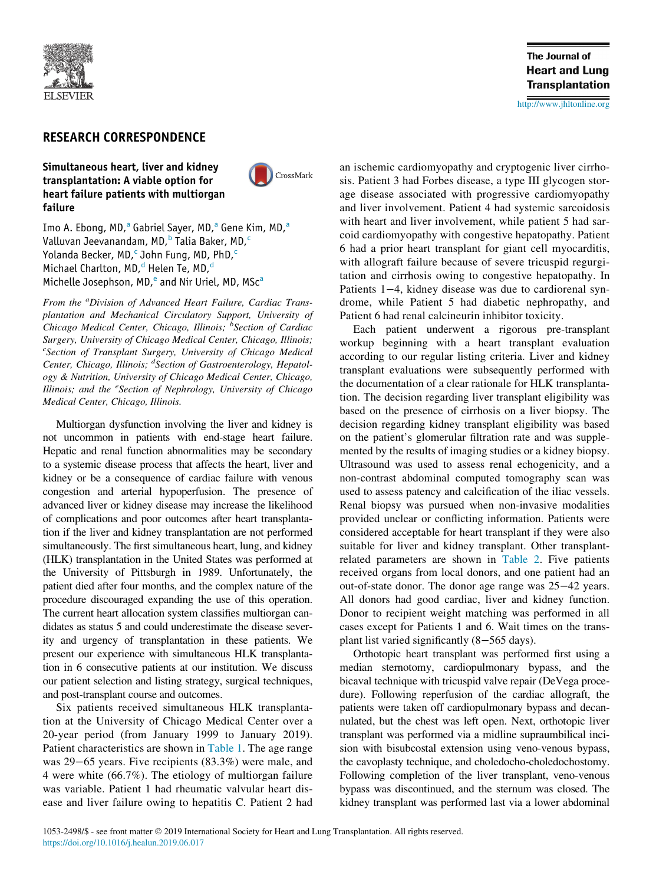## RESEARCH CORRESPONDENCE

### Simultaneous heart, liver and kidney transplantation: A viable option for heart failure patients with multiorgan failure

Imo A. Ebong, MD,[a] Gabriel Sayer, MD,[a] Gene Kim, MD,[a] Valluvan Jeevanandam, MD,[b] Talia Baker, MD,[c] Yolanda Becker, MD,[c] John Fung, MD, PhD,[c] Michael Charlton, MD,[d] Helen Te, MD,[d] Michelle Josephson, MD,[e] and Nir Uriel, MD, MSc[a]

*From the [a]Division of Advanced Heart Failure, Cardiac Transplantation and Mechanical Circulatory Support, University of Chicago Medical Center, Chicago, Illinois; [b]Section of Cardiac Surgery, University of Chicago Medical Center, Chicago, Illinois; [c]Section of Transplant Surgery, University of Chicago Medical Center, Chicago, Illinois; [d]Section of Gastroenterology, Hepatology & Nutrition, University of Chicago Medical Center, Chicago, Illinois; and the [e]Section of Nephrology, University of Chicago Medical Center, Chicago, Illinois.*

Multiorgan dysfunction involving the liver and kidney is not uncommon in patients with end-stage heart failure. Hepatic and renal function abnormalities may be secondary to a systemic disease process that affects the heart, liver and kidney or be a consequence of cardiac failure with venous congestion and arterial hypoperfusion. The presence of advanced liver or kidney disease may increase the likelihood of complications and poor outcomes after heart transplantation if the liver and kidney transplantation are not performed simultaneously. The first simultaneous heart, lung, and kidney (HLK) transplantation in the United States was performed at the University of Pittsburgh in 1989. Unfortunately, the patient died after four months, and the complex nature of the procedure discouraged expanding the use of this operation. The current heart allocation system classifies multiorgan candidates as status 5 and could underestimate the disease severity and urgency of transplantation in these patients. We present our experience with simultaneous HLK transplantation in 6 consecutive patients at our institution. We discuss our patient selection and listing strategy, surgical techniques, and post-transplant course and outcomes.

Six patients received simultaneous HLK transplantation at the University of Chicago Medical Center over a 20-year period (from January 1999 to January 2019). Patient characteristics are shown in Table 1. The age range was 29−65 years. Five recipients (83.3%) were male, and 4 were white (66.7%). The etiology of multiorgan failure was variable. Patient 1 had rheumatic valvular heart disease and liver failure owing to hepatitis C. Patient 2 had an ischemic cardiomyopathy and cryptogenic liver cirrhosis. Patient 3 had Forbes disease, a type III glycogen storage disease associated with progressive cardiomyopathy and liver involvement. Patient 4 had systemic sarcoidosis with heart and liver involvement, while patient 5 had sarcoid cardiomyopathy with congestive hepatopathy. Patient 6 had a prior heart transplant for giant cell myocarditis, with allograft failure because of severe tricuspid regurgitation and cirrhosis owing to congestive hepatopathy. In Patients 1−4, kidney disease was due to cardiorenal syndrome, while Patient 5 had diabetic nephropathy, and Patient 6 had renal calcineurin inhibitor toxicity.

Each patient underwent a rigorous pre-transplant workup beginning with a heart transplant evaluation according to our regular listing criteria. Liver and kidney transplant evaluations were subsequently performed with the documentation of a clear rationale for HLK transplantation. The decision regarding liver transplant eligibility was based on the presence of cirrhosis on a liver biopsy. The decision regarding kidney transplant eligibility was based on the patient's glomerular filtration rate and was supplemented by the results of imaging studies or a kidney biopsy. Ultrasound was used to assess renal echogenicity, and a non-contrast abdominal computed tomography scan was used to assess patency and calcification of the iliac vessels. Renal biopsy was pursued when non-invasive modalities provided unclear or conflicting information. Patients were considered acceptable for heart transplant if they were also suitable for liver and kidney transplant. Other transplant-related parameters are shown in Table 2. Five patients received organs from local donors, and one patient had an out-of-state donor. The donor age range was 25−42 years. All donors had good cardiac, liver and kidney function. Donor to recipient weight matching was performed in all cases except for Patients 1 and 6. Wait times on the transplant list varied significantly (8−565 days).

Orthotopic heart transplant was performed first using a median sternotomy, cardiopulmonary bypass, and the bicaval technique with tricuspid valve repair (DeVega procedure). Following reperfusion of the cardiac allograft, the patients were taken off cardiopulmonary bypass and decannulated, but the chest was left open. Next, orthotopic liver transplant was performed via a midline supraumbilical incision with bisubcostal extension using veno-venous bypass, the cavoplasty technique, and choledocho-choledochostomy. Following completion of the liver transplant, veno-venous bypass was discontinued, and the sternum was closed. The kidney transplant was performed last via a lower abdominal

1053-2498/$ - see front matter © 2019 International Society for Heart and Lung Transplantation. All rights reserved.
https://doi.org/10.1016/j.healun.2019.06.017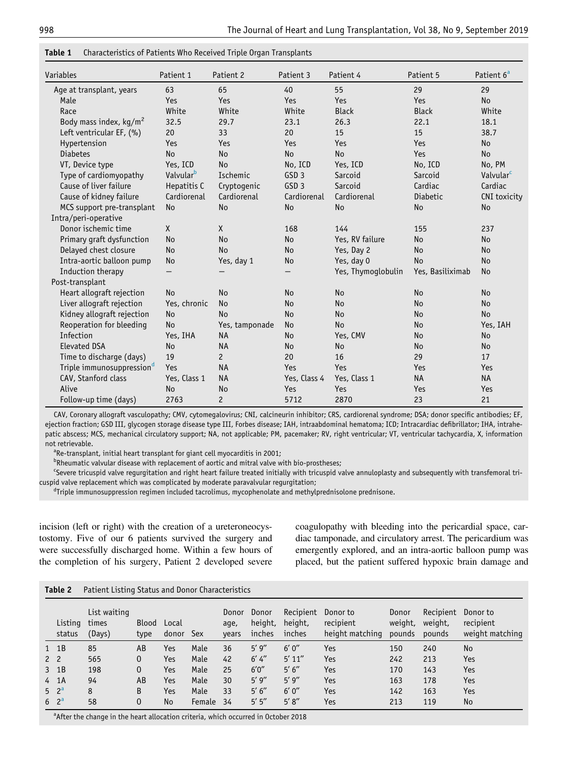**Table 1** Characteristics of Patients Who Received Triple Organ Transplants

| Variables | Patient 1 | Patient 2 | Patient 3 | Patient 4 | Patient 5 | Patient 6[a] |
|---|---|---|---|---|---|---|
| Age at transplant, years | 63 | 65 | 40 | 55 | 29 | 29 |
| Male | Yes | Yes | Yes | Yes | Yes | No |
| Race | White | White | White | Black | Black | White |
| Body mass index, kg/$m^2$ | 32.5 | 29.7 | 23.1 | 26.3 | 22.1 | 18.1 |
| Left ventricular EF, (%) | 20 | 33 | 20 | 15 | 15 | 38.7 |
| Hypertension | Yes | Yes | Yes | Yes | Yes | No |
| Diabetes | No | No | No | No | Yes | No |
| VT, Device type | Yes, ICD | No | No, ICD | Yes, ICD | No, ICD | No, PM |
| Type of cardiomyopathy | Valvular[b] | Ischemic | GSD 3 | Sarcoid | Sarcoid | Valvular[c] |
| Cause of liver failure | Hepatitis C | Cryptogenic | GSD 3 | Sarcoid | Cardiac | Cardiac |
| Cause of kidney failure | Cardiorenal | Cardiorenal | Cardiorenal | Cardiorenal | Diabetic | CNI toxicity |
| MCS support pre-transplant | No | No | No | No | No | No |
| Intra/peri-operative | | | | | | |
| Donor ischemic time | X | X | 168 | 144 | 155 | 237 |
| Primary graft dysfunction | No | No | No | Yes, RV failure | No | No |
| Delayed chest closure | No | No | No | Yes, Day 2 | No | No |
| Intra-aortic balloon pump | No | Yes, day 1 | No | Yes, day 0 | No | No |
| Induction therapy | — | — | — | Yes, Thymoglobulin | Yes, Basiliximab | No |
| Post-transplant | | | | | | |
| Heart allograft rejection | No | No | No | No | No | No |
| Liver allograft rejection | Yes, chronic | No | No | No | No | No |
| Kidney allograft rejection | No | No | No | No | No | No |
| Reoperation for bleeding | No | Yes, tamponade | No | No | No | Yes, IAH |
| Infection | Yes, IHA | NA | No | Yes, CMV | No | No |
| Elevated DSA | No | NA | No | No | No | No |
| Time to discharge (days) | 19 | 2 | 20 | 16 | 29 | 17 |
| Triple immunosuppression[d] | Yes | NA | Yes | Yes | Yes | Yes |
| CAV, Stanford class | Yes, Class 1 | NA | Yes, Class 4 | Yes, Class 1 | NA | NA |
| Alive | No | No | Yes | Yes | Yes | Yes |
| Follow-up time (days) | 2763 | 2 | 5712 | 2870 | 23 | 21 |

CAV, Coronary allograft vasculopathy; CMV, cytomegalovirus; CNI, calcineurin inhibitor; CRS, cardiorenal syndrome; DSA; donor specific antibodies; EF, ejection fraction; GSD III, glycogen storage disease type III, Forbes disease; IAH, intraabdominal hematoma; ICD; Intracardiac defibrillator; IHA, intrahepatic abscess; MCS, mechanical circulatory support; NA, not applicable; PM, pacemaker; RV, right ventricular; VT, ventricular tachycardia, X, information not retrievable.

[a]Re-transplant, initial heart transplant for giant cell myocarditis in 2001;

[b]Rheumatic valvular disease with replacement of aortic and mitral valve with bio-prostheses;

[c]Severe tricuspid valve regurgitation and right heart failure treated initially with tricuspid valve annuloplasty and subsequently with transfemoral tricuspid valve replacement which was complicated by moderate paravalvular regurgitation;

[d]Triple immunosuppression regimen included tacrolimus, mycophenolate and methylprednisolone prednisone.

incision (left or right) with the creation of a ureteroneocystostomy. Five of our 6 patients survived the surgery and were successfully discharged home. Within a few hours of the completion of his surgery, Patient 2 developed severe coagulopathy with bleeding into the pericardial space, cardiac tamponade, and circulatory arrest. The pericardium was emergently explored, and an intra-aortic balloon pump was placed, but the patient suffered hypoxic brain damage and

**Table 2** Patient Listing Status and Donor Characteristics

| | Listing status | List waiting times (Days) | Blood type | Local donor | Sex | Donor age, years | Donor height, inches | Recipient height, inches | Donor to recipient height matching | Donor weight, pounds | Recipient weight, pounds | Donor to recipient weight matching |
|---|---|---|---|---|---|---|---|---|---|---|---|---|
| 1 | 1B | 85 | AB | Yes | Male | 36 | 5′ 9″ | 6′ 0″ | Yes | 150 | 240 | No |
| 2 | 2 | 565 | 0 | Yes | Male | 42 | 6′ 4″ | 5′ 11″ | Yes | 242 | 213 | Yes |
| 3 | 1B | 198 | 0 | Yes | Male | 25 | 6′0″ | 5′ 6″ | Yes | 170 | 143 | Yes |
| 4 | 1A | 94 | AB | Yes | Male | 30 | 5′ 9″ | 5′ 9″ | Yes | 163 | 178 | Yes |
| 5 | 2[a] | 8 | B | Yes | Male | 33 | 5′ 6″ | 6′ 0″ | Yes | 142 | 163 | Yes |
| 6 | 2[a] | 58 | 0 | No | Female | 34 | 5′ 5″ | 5′ 8″ | Yes | 213 | 119 | No |

[a]After the change in the heart allocation criteria, which occurred in October 2018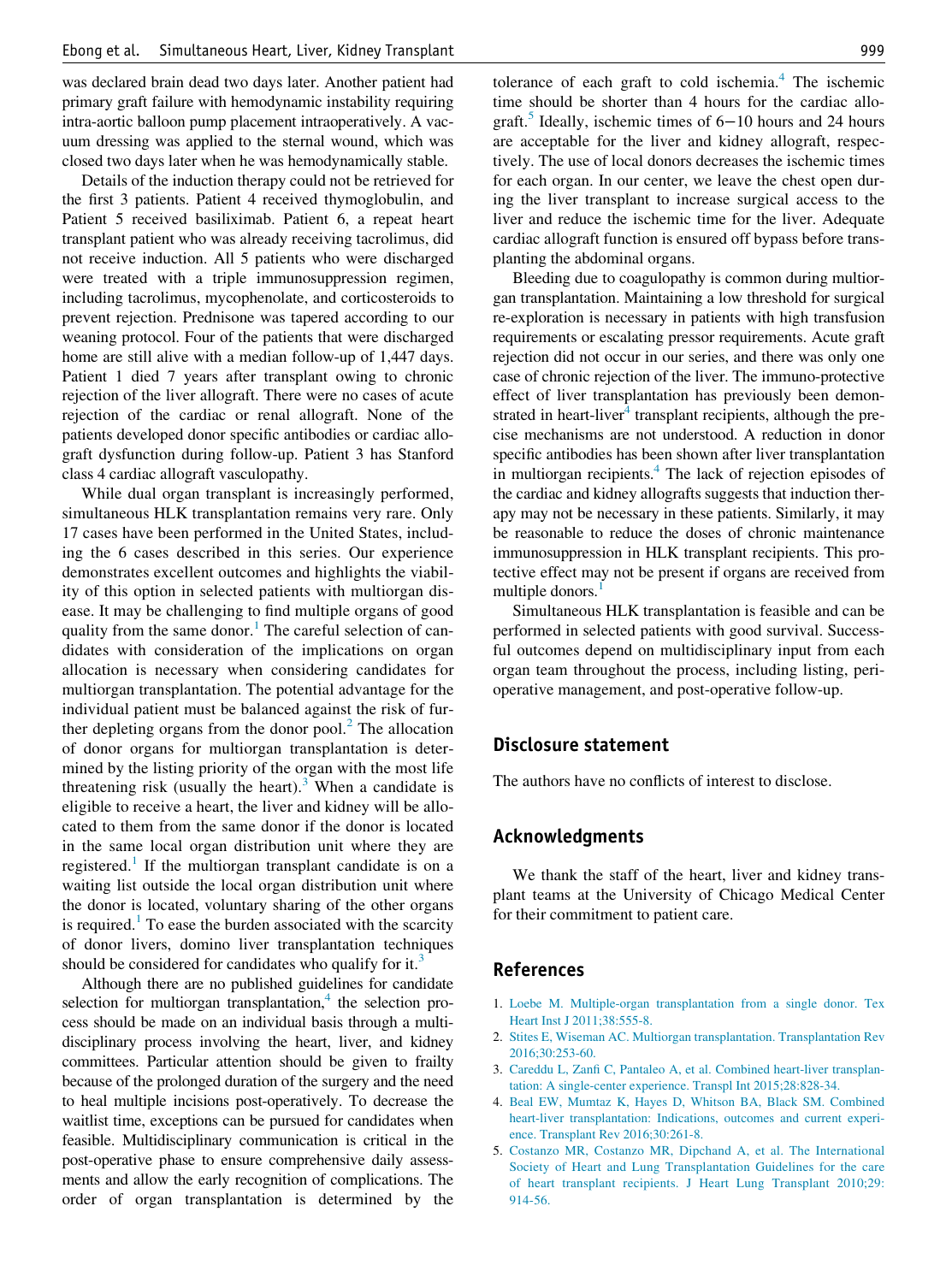was declared brain dead two days later. Another patient had primary graft failure with hemodynamic instability requiring intra-aortic balloon pump placement intraoperatively. A vacuum dressing was applied to the sternal wound, which was closed two days later when he was hemodynamically stable.

Details of the induction therapy could not be retrieved for the first 3 patients. Patient 4 received thymoglobulin, and Patient 5 received basiliximab. Patient 6, a repeat heart transplant patient who was already receiving tacrolimus, did not receive induction. All 5 patients who were discharged were treated with a triple immunosuppression regimen, including tacrolimus, mycophenolate, and corticosteroids to prevent rejection. Prednisone was tapered according to our weaning protocol. Four of the patients that were discharged home are still alive with a median follow-up of 1,447 days. Patient 1 died 7 years after transplant owing to chronic rejection of the liver allograft. There were no cases of acute rejection of the cardiac or renal allograft. None of the patients developed donor specific antibodies or cardiac allograft dysfunction during follow-up. Patient 3 has Stanford class 4 cardiac allograft vasculopathy.

While dual organ transplant is increasingly performed, simultaneous HLK transplantation remains very rare. Only 17 cases have been performed in the United States, including the 6 cases described in this series. Our experience demonstrates excellent outcomes and highlights the viability of this option in selected patients with multiorgan disease. It may be challenging to find multiple organs of good quality from the same donor.[1] The careful selection of candidates with consideration of the implications on organ allocation is necessary when considering candidates for multiorgan transplantation. The potential advantage for the individual patient must be balanced against the risk of further depleting organs from the donor pool.[2] The allocation of donor organs for multiorgan transplantation is determined by the listing priority of the organ with the most life threatening risk (usually the heart).[3] When a candidate is eligible to receive a heart, the liver and kidney will be allocated to them from the same donor if the donor is located in the same local organ distribution unit where they are registered.[1] If the multiorgan transplant candidate is on a waiting list outside the local organ distribution unit where the donor is located, voluntary sharing of the other organs is required.[1] To ease the burden associated with the scarcity of donor livers, domino liver transplantation techniques should be considered for candidates who qualify for it.[3]

Although there are no published guidelines for candidate selection for multiorgan transplantation,[4] the selection process should be made on an individual basis through a multidisciplinary process involving the heart, liver, and kidney committees. Particular attention should be given to frailty because of the prolonged duration of the surgery and the need to heal multiple incisions post-operatively. To decrease the waitlist time, exceptions can be pursued for candidates when feasible. Multidisciplinary communication is critical in the post-operative phase to ensure comprehensive daily assessments and allow the early recognition of complications. The order of organ transplantation is determined by the tolerance of each graft to cold ischemia.[4] The ischemic time should be shorter than 4 hours for the cardiac allograft.[5] Ideally, ischemic times of 6−10 hours and 24 hours are acceptable for the liver and kidney allograft, respectively. The use of local donors decreases the ischemic times for each organ. In our center, we leave the chest open during the liver transplant to increase surgical access to the liver and reduce the ischemic time for the liver. Adequate cardiac allograft function is ensured off bypass before transplanting the abdominal organs.

Bleeding due to coagulopathy is common during multiorgan transplantation. Maintaining a low threshold for surgical re-exploration is necessary in patients with high transfusion requirements or escalating pressor requirements. Acute graft rejection did not occur in our series, and there was only one case of chronic rejection of the liver. The immuno-protective effect of liver transplantation has previously been demonstrated in heart-liver[4] transplant recipients, although the precise mechanisms are not understood. A reduction in donor specific antibodies has been shown after liver transplantation in multiorgan recipients.[4] The lack of rejection episodes of the cardiac and kidney allografts suggests that induction therapy may not be necessary in these patients. Similarly, it may be reasonable to reduce the doses of chronic maintenance immunosuppression in HLK transplant recipients. This protective effect may not be present if organs are received from multiple donors.[1]

Simultaneous HLK transplantation is feasible and can be performed in selected patients with good survival. Successful outcomes depend on multidisciplinary input from each organ team throughout the process, including listing, perioperative management, and post-operative follow-up.

## Disclosure statement

The authors have no conflicts of interest to disclose.

## Acknowledgments

We thank the staff of the heart, liver and kidney transplant teams at the University of Chicago Medical Center for their commitment to patient care.

## References

1. Loebe M. Multiple-organ transplantation from a single donor. Tex Heart Inst J 2011;38:555-8.
2. Stites E, Wiseman AC. Multiorgan transplantation. Transplantation Rev 2016;30:253-60.
3. Careddu L, Zanfi C, Pantaleo A, et al. Combined heart-liver transplantation: A single-center experience. Transpl Int 2015;28:828-34.
4. Beal EW, Mumtaz K, Hayes D, Whitson BA, Black SM. Combined heart-liver transplantation: Indications, outcomes and current experience. Transplant Rev 2016;30:261-8.
5. Costanzo MR, Costanzo MR, Dipchand A, et al. The International Society of Heart and Lung Transplantation Guidelines for the care of heart transplant recipients. J Heart Lung Transplant 2010;29:914-56.